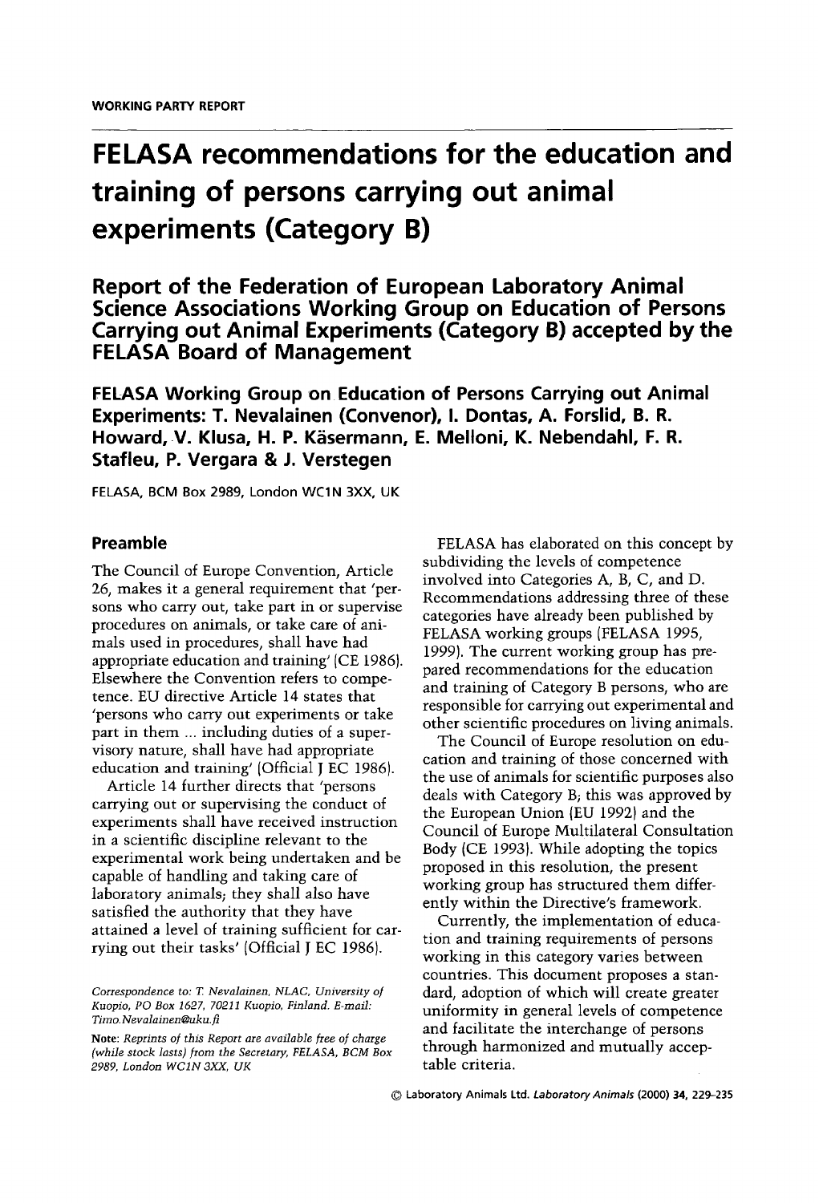WORKING PARTY REPORT

# FELASA recommendations for the education and training of persons carrying out animal experiments (Category B)

## Report of the Federation of European Laboratory Animal Science Associations Working Group on Education of Persons Carrying out Animal Experiments (Category B) accepted by the FELASA Board of Management

**FELASA Working Group on Education of Persons Carrying out Animal Experiments: T. Nevalainen (Convenor), I. Dontas, A. Forslid, B. R. Howard, V. Klusa, H. P. Käsermann, E. Melloni, K. Nebendahl, F. R. Stafleu, P. Vergara & J. Verstegen**

FELASA, BCM Box 2989, London WC1N 3XX, UK

### Preamble

The Council of Europe Convention, Article 26, makes it a general requirement that 'persons who carry out, take part in or supervise procedures on animals, or take care of animals used in procedures, shall have had appropriate education and training' (CE 1986). Elsewhere the Convention refers to competence. EU directive Article 14 states that 'persons who carry out experiments or take part in them ... including duties of a supervisory nature, shall have had appropriate education and training' (Official J EC 1986).

Article 14 further directs that 'persons carrying out or supervising the conduct of experiments shall have received instruction in a scientific discipline relevant to the experimental work being undertaken and be capable of handling and taking care of laboratory animals; they shall also have satisfied the authority that they have attained a level of training sufficient for carrying out their tasks' (Official J EC 1986).

FELASA has elaborated on this concept by subdividing the levels of competence involved into Categories A, B, C, and D. Recommendations addressing three of these categories have already been published by FELASA working groups (FELASA 1995, 1999). The current working group has prepared recommendations for the education and training of Category B persons, who are responsible for carrying out experimental and other scientific procedures on living animals.

The Council of Europe resolution on education and training of those concerned with the use of animals for scientific purposes also deals with Category B; this was approved by the European Union (EU 1992) and the Council of Europe Multilateral Consultation Body (CE 1993). While adopting the topics proposed in this resolution, the present working group has structured them differently within the Directive's framework.

Currently, the implementation of education and training requirements of persons working in this category varies between countries. This document proposes a standard, adoption of which will create greater uniformity in general levels of competence and facilitate the interchange of persons through harmonized and mutually acceptable criteria.

*Correspondence to: T. Nevalainen, NLAC, University of Kuopio, PO Box 1627, 70211 Kuopio, Finland. E-mail: Timo.Nevalainen@uku.fi*

*Note: Reprints of this Report are available free of charge (while stock lasts) from the Secretary, FELASA, BCM Box 2989, London WC1N 3XX, UK*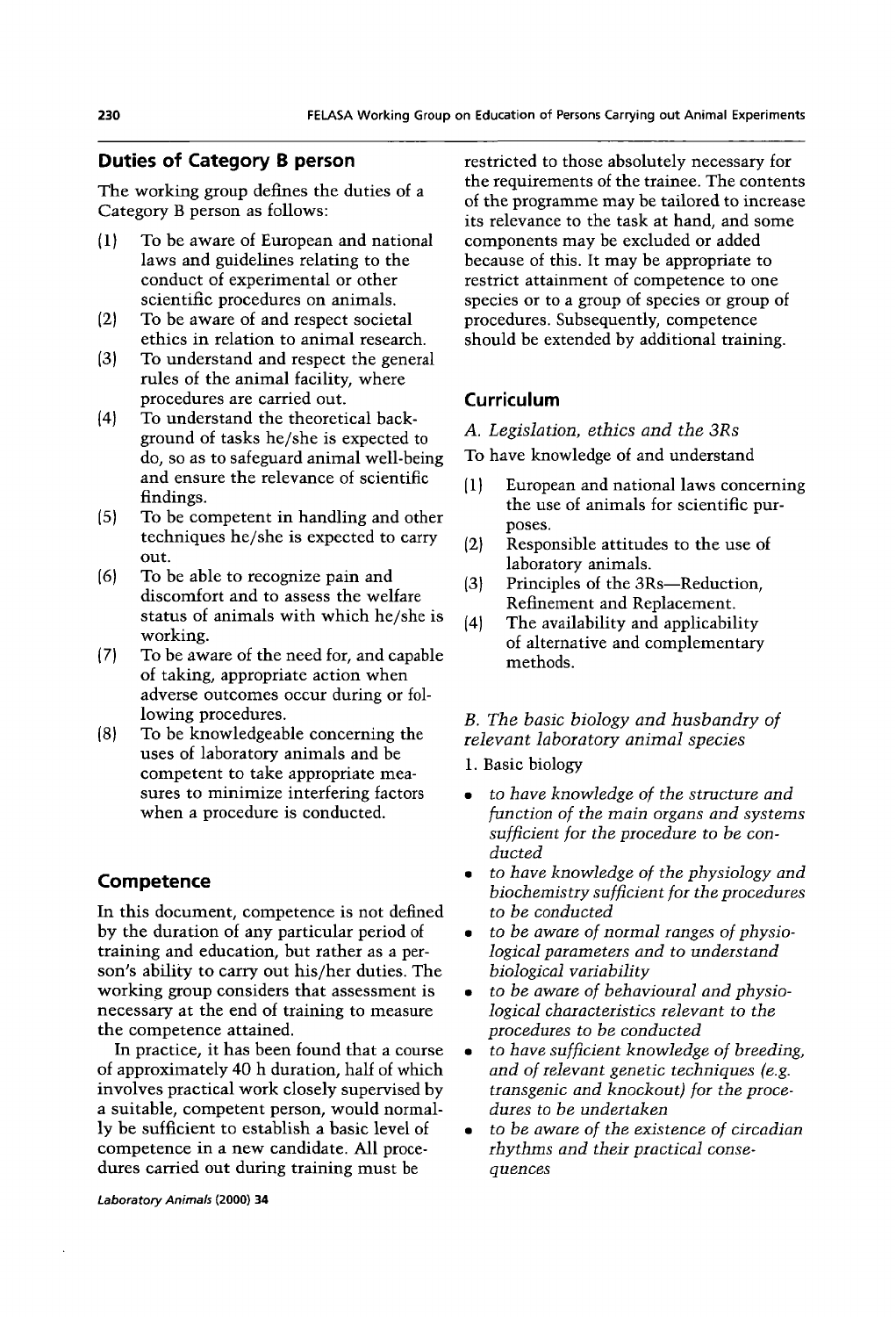## Duties of Category B person

The working group defines the duties of a Category B person as follows:

(1) To be aware of European and national laws and guidelines relating to the conduct of experimental or other scientific procedures on animals.
(2) To be aware of and respect societal ethics in relation to animal research.
(3) To understand and respect the general rules of the animal facility, where procedures are carried out.
(4) To understand the theoretical background of tasks he/she is expected to do, so as to safeguard animal well-being and ensure the relevance of scientific findings.
(5) To be competent in handling and other techniques he/she is expected to carry out.
(6) To be able to recognize pain and discomfort and to assess the welfare status of animals with which he/she is working.
(7) To be aware of the need for, and capable of taking, appropriate action when adverse outcomes occur during or following procedures.
(8) To be knowledgeable concerning the uses of laboratory animals and be competent to take appropriate measures to minimize interfering factors when a procedure is conducted.

## Competence

In this document, competence is not defined by the duration of any particular period of training and education, but rather as a person's ability to carry out his/her duties. The working group considers that assessment is necessary at the end of training to measure the competence attained.

In practice, it has been found that a course of approximately 40 h duration, half of which involves practical work closely supervised by a suitable, competent person, would normally be sufficient to establish a basic level of competence in a new candidate. All procedures carried out during training must be restricted to those absolutely necessary for the requirements of the trainee. The contents of the programme may be tailored to increase its relevance to the task at hand, and some components may be excluded or added because of this. It may be appropriate to restrict attainment of competence to one species or to a group of species or group of procedures. Subsequently, competence should be extended by additional training.

## Curriculum

*A. Legislation, ethics and the 3Rs*

To have knowledge of and understand

(1) European and national laws concerning the use of animals for scientific purposes.
(2) Responsible attitudes to the use of laboratory animals.
(3) Principles of the 3Rs—Reduction, Refinement and Replacement.
(4) The availability and applicability of alternative and complementary methods.

*B. The basic biology and husbandry of relevant laboratory animal species*

1. Basic biology

- *to have knowledge of the structure and function of the main organs and systems sufficient for the procedure to be conducted*
- *to have knowledge of the physiology and biochemistry sufficient for the procedures to be conducted*
- *to be aware of normal ranges of physiological parameters and to understand biological variability*
- *to be aware of behavioural and physiological characteristics relevant to the procedures to be conducted*
- *to have sufficient knowledge of breeding, and of relevant genetic techniques (e.g. transgenic and knockout) for the procedures to be undertaken*
- *to be aware of the existence of circadian rhythms and their practical consequences*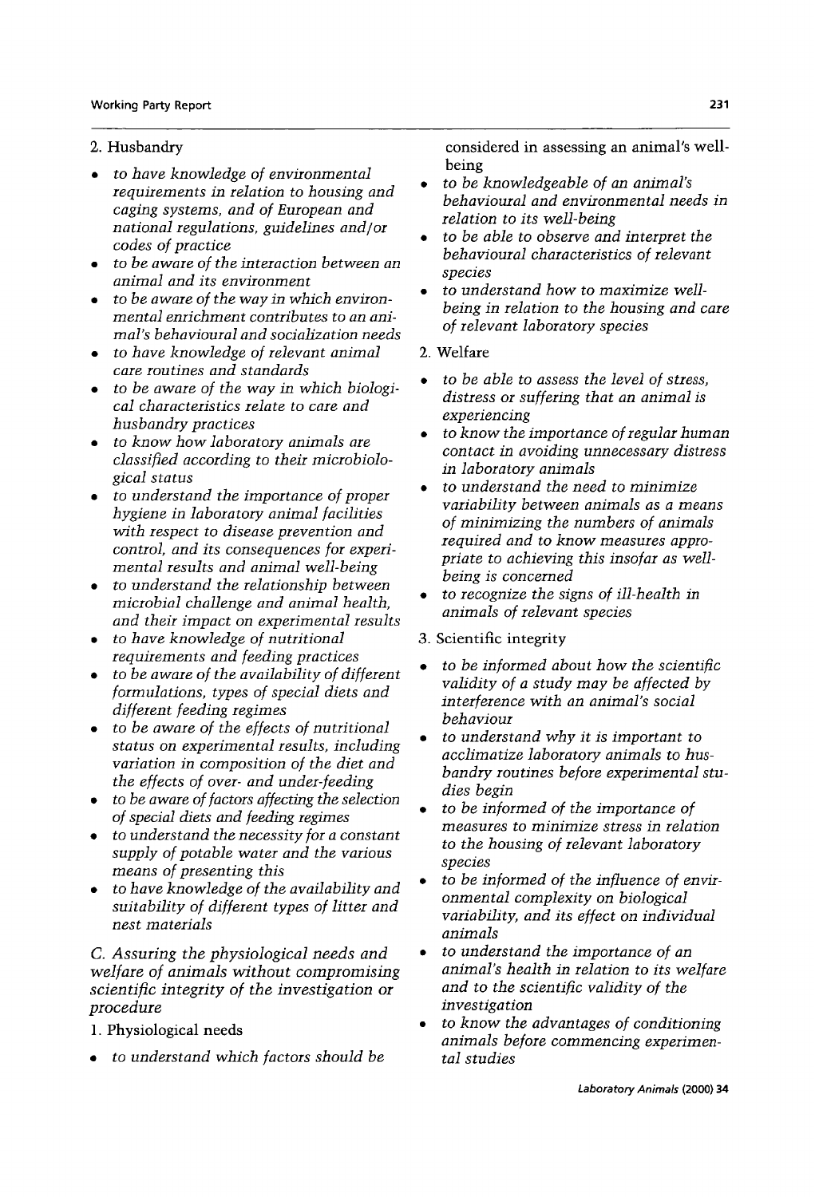2. Husbandry

- *to have knowledge of environmental requirements in relation to housing and caging systems, and of European and national regulations, guidelines and/or codes of practice*
- *to be aware of the interaction between an animal and its environment*
- *to be aware of the way in which environmental enrichment contributes to an animal's behavioural and socialization needs*
- *to have knowledge of relevant animal care routines and standards*
- *to be aware of the way in which biological characteristics relate to care and husbandry practices*
- *to know how laboratory animals are classified according to their microbiological status*
- *to understand the importance of proper hygiene in laboratory animal facilities with respect to disease prevention and control, and its consequences for experimental results and animal well-being*
- *to understand the relationship between microbial challenge and animal health, and their impact on experimental results*
- *to have knowledge of nutritional requirements and feeding practices*
- *to be aware of the availability of different formulations, types of special diets and different feeding regimes*
- *to be aware of the effects of nutritional status on experimental results, including variation in composition of the diet and the effects of over- and under-feeding*
- *to be aware of factors affecting the selection of special diets and feeding regimes*
- *to understand the necessity for a constant supply of potable water and the various means of presenting this*
- *to have knowledge of the availability and suitability of different types of litter and nest materials*

*C. Assuring the physiological needs and welfare of animals without compromising scientific integrity of the investigation or procedure*

1. Physiological needs

- *to understand which factors should be considered in assessing an animal's well-being*
- *to be knowledgeable of an animal's behavioural and environmental needs in relation to its well-being*
- *to be able to observe and interpret the behavioural characteristics of relevant species*
- *to understand how to maximize well-being in relation to the housing and care of relevant laboratory species*

2. Welfare

- *to be able to assess the level of stress, distress or suffering that an animal is experiencing*
- *to know the importance of regular human contact in avoiding unnecessary distress in laboratory animals*
- *to understand the need to minimize variability between animals as a means of minimizing the numbers of animals required and to know measures appropriate to achieving this insofar as well-being is concerned*
- *to recognize the signs of ill-health in animals of relevant species*

3. Scientific integrity

- *to be informed about how the scientific validity of a study may be affected by interference with an animal's social behaviour*
- *to understand why it is important to acclimatize laboratory animals to husbandry routines before experimental studies begin*
- *to be informed of the importance of measures to minimize stress in relation to the housing of relevant laboratory species*
- *to be informed of the influence of environmental complexity on biological variability, and its effect on individual animals*
- *to understand the importance of an animal's health in relation to its welfare and to the scientific validity of the investigation*
- *to know the advantages of conditioning animals before commencing experimental studies*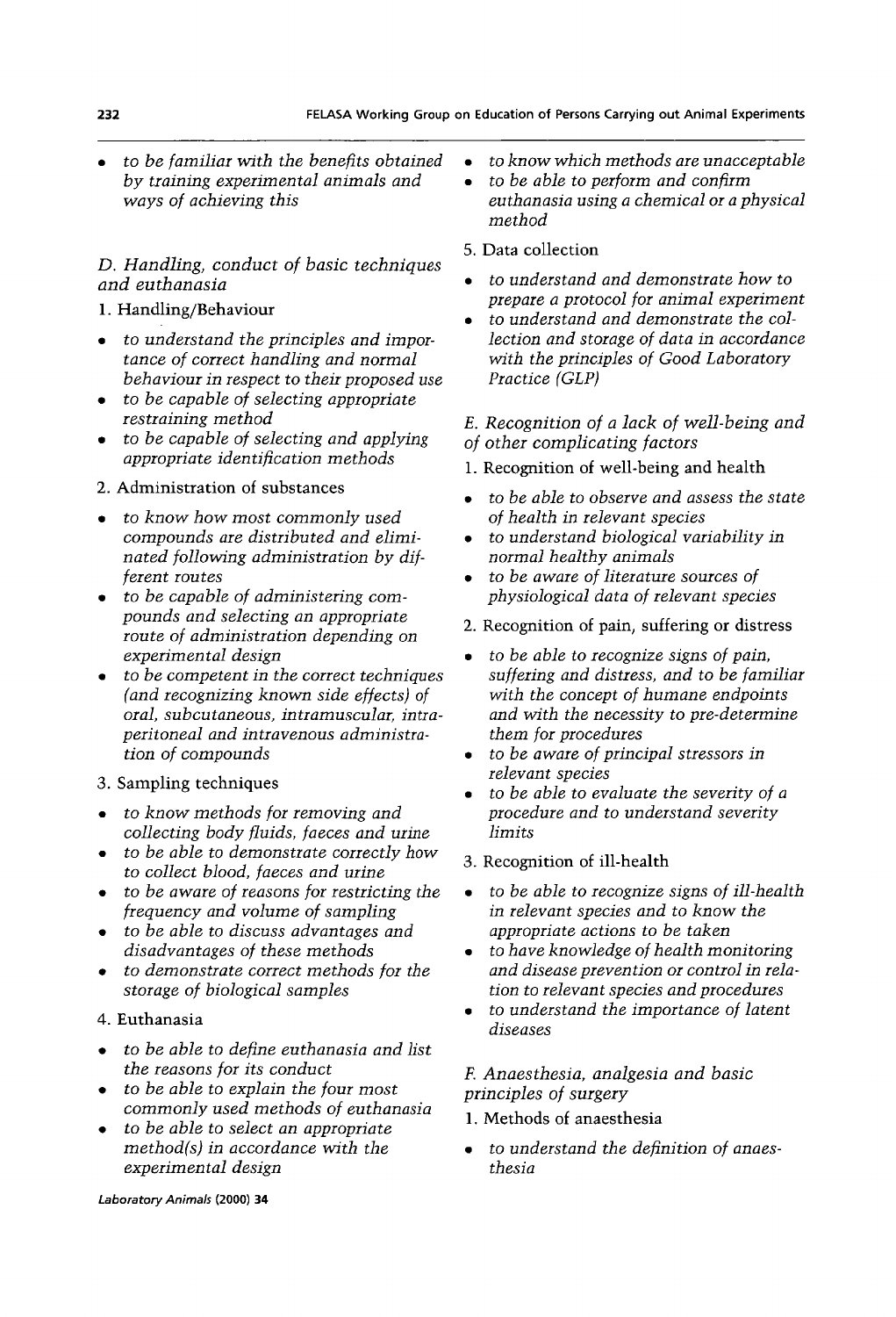- *to be familiar with the benefits obtained by training experimental animals and ways of achieving this*

### *D. Handling, conduct of basic techniques and euthanasia*

1. Handling/Behaviour

- *to understand the principles and importance of correct handling and normal behaviour in respect to their proposed use*
- *to be capable of selecting appropriate restraining method*
- *to be capable of selecting and applying appropriate identification methods*

2. Administration of substances

- *to know how most commonly used compounds are distributed and eliminated following administration by different routes*
- *to be capable of administering compounds and selecting an appropriate route of administration depending on experimental design*
- *to be competent in the correct techniques (and recognizing known side effects) of oral, subcutaneous, intramuscular, intraperitoneal and intravenous administration of compounds*

3. Sampling techniques

- *to know methods for removing and collecting body fluids, faeces and urine*
- *to be able to demonstrate correctly how to collect blood, faeces and urine*
- *to be aware of reasons for restricting the frequency and volume of sampling*
- *to be able to discuss advantages and disadvantages of these methods*
- *to demonstrate correct methods for the storage of biological samples*

4. Euthanasia

- *to be able to define euthanasia and list the reasons for its conduct*
- *to be able to explain the four most commonly used methods of euthanasia*
- *to be able to select an appropriate method(s) in accordance with the experimental design*
- *to know which methods are unacceptable*
- *to be able to perform and confirm euthanasia using a chemical or a physical method*

5. Data collection

- *to understand and demonstrate how to prepare a protocol for animal experiment*
- *to understand and demonstrate the collection and storage of data in accordance with the principles of Good Laboratory Practice (GLP)*

### *E. Recognition of a lack of well-being and of other complicating factors*

1. Recognition of well-being and health

- *to be able to observe and assess the state of health in relevant species*
- *to understand biological variability in normal healthy animals*
- *to be aware of literature sources of physiological data of relevant species*

2. Recognition of pain, suffering or distress

- *to be able to recognize signs of pain, suffering and distress, and to be familiar with the concept of humane endpoints and with the necessity to pre-determine them for procedures*
- *to be aware of principal stressors in relevant species*
- *to be able to evaluate the severity of a procedure and to understand severity limits*

3. Recognition of ill-health

- *to be able to recognize signs of ill-health in relevant species and to know the appropriate actions to be taken*
- *to have knowledge of health monitoring and disease prevention or control in relation to relevant species and procedures*
- *to understand the importance of latent diseases*

### *F. Anaesthesia, analgesia and basic principles of surgery*

1. Methods of anaesthesia

- *to understand the definition of anaesthesia*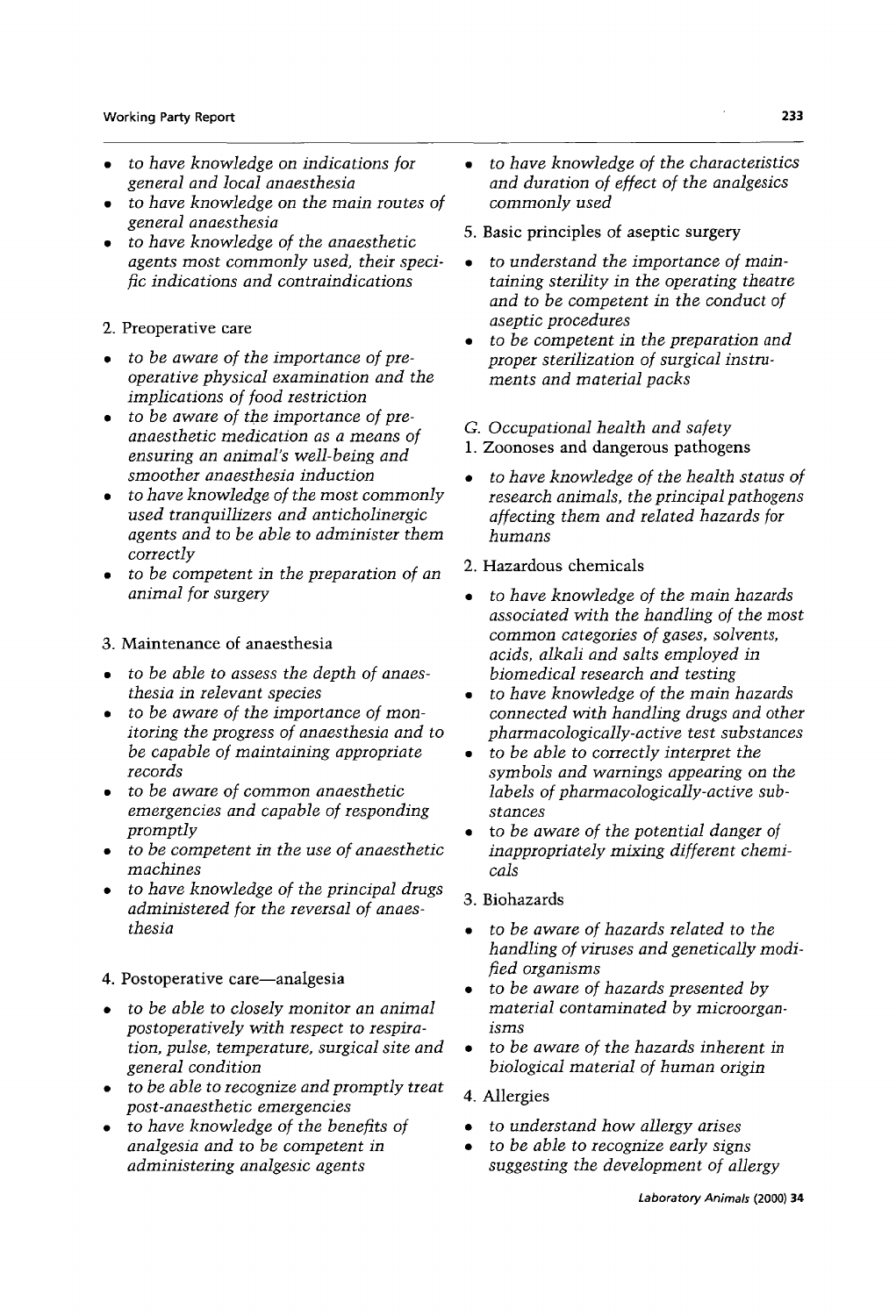- *to have knowledge on indications for general and local anaesthesia*
- *to have knowledge on the main routes of general anaesthesia*
- *to have knowledge of the anaesthetic agents most commonly used, their specific indications and contraindications*

2. Preoperative care

- *to be aware of the importance of pre-operative physical examination and the implications of food restriction*
- *to be aware of the importance of pre-anaesthetic medication as a means of ensuring an animal's well-being and smoother anaesthesia induction*
- *to have knowledge of the most commonly used tranquillizers and anticholinergic agents and to be able to administer them correctly*
- *to be competent in the preparation of an animal for surgery*

3. Maintenance of anaesthesia

- *to be able to assess the depth of anaesthesia in relevant species*
- *to be aware of the importance of monitoring the progress of anaesthesia and to be capable of maintaining appropriate records*
- *to be aware of common anaesthetic emergencies and capable of responding promptly*
- *to be competent in the use of anaesthetic machines*
- *to have knowledge of the principal drugs administered for the reversal of anaesthesia*

4. Postoperative care—analgesia

- *to be able to closely monitor an animal postoperatively with respect to respiration, pulse, temperature, surgical site and general condition*
- *to be able to recognize and promptly treat post-anaesthetic emergencies*
- *to have knowledge of the benefits of analgesia and to be competent in administering analgesic agents*
- *to have knowledge of the characteristics and duration of effect of the analgesics commonly used*

5. Basic principles of aseptic surgery

- *to understand the importance of maintaining sterility in the operating theatre and to be competent in the conduct of aseptic procedures*
- *to be competent in the preparation and proper sterilization of surgical instruments and material packs*

*G. Occupational health and safety*

1. Zoonoses and dangerous pathogens

- *to have knowledge of the health status of research animals, the principal pathogens affecting them and related hazards for humans*

2. Hazardous chemicals

- *to have knowledge of the main hazards associated with the handling of the most common categories of gases, solvents, acids, alkali and salts employed in biomedical research and testing*
- *to have knowledge of the main hazards connected with handling drugs and other pharmacologically-active test substances*
- *to be able to correctly interpret the symbols and warnings appearing on the labels of pharmacologically-active substances*
- *to be aware of the potential danger of inappropriately mixing different chemicals*

3. Biohazards

- *to be aware of hazards related to the handling of viruses and genetically modified organisms*
- *to be aware of hazards presented by material contaminated by microorganisms*
- *to be aware of the hazards inherent in biological material of human origin*

4. Allergies

- *to understand how allergy arises*
- *to be able to recognize early signs suggesting the development of allergy*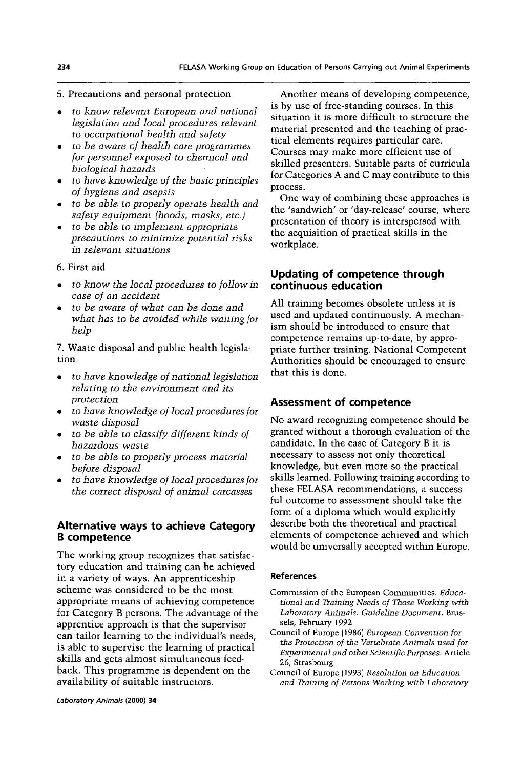5. Precautions and personal protection

- *to know relevant European and national legislation and local procedures relevant to occupational health and safety*
- *to be aware of health care programmes for personnel exposed to chemical and biological hazards*
- *to have knowledge of the basic principles of hygiene and asepsis*
- *to be able to properly operate health and safety equipment (hoods, masks, etc.)*
- *to be able to implement appropriate precautions to minimize potential risks in relevant situations*

6. First aid

- *to know the local procedures to follow in case of an accident*
- *to be aware of what can be done and what has to be avoided while waiting for help*

7. Waste disposal and public health legislation

- *to have knowledge of national legislation relating to the environment and its protection*
- *to have knowledge of local procedures for waste disposal*
- *to be able to classify different kinds of hazardous waste*
- *to be able to properly process material before disposal*
- *to have knowledge of local procedures for the correct disposal of animal carcasses*

## Alternative ways to achieve Category B competence

The working group recognizes that satisfactory education and training can be achieved in a variety of ways. An apprenticeship scheme was considered to be the most appropriate means of achieving competence for Category B persons. The advantage of the apprentice approach is that the supervisor can tailor learning to the individual's needs, is able to supervise the learning of practical skills and gets almost simultaneous feedback. This programme is dependent on the availability of suitable instructors.

Another means of developing competence, is by use of free-standing courses. In this situation it is more difficult to structure the material presented and the teaching of practical elements requires particular care. Courses may make more efficient use of skilled presenters. Suitable parts of curricula for Categories A and C may contribute to this process.

One way of combining these approaches is the 'sandwich' or 'day-release' course, where presentation of theory is interspersed with the acquisition of practical skills in the workplace.

## Updating of competence through continuous education

All training becomes obsolete unless it is used and updated continuously. A mechanism should be introduced to ensure that competence remains up-to-date, by appropriate further training. National Competent Authorities should be encouraged to ensure that this is done.

## Assessment of competence

No award recognizing competence should be granted without a thorough evaluation of the candidate. In the case of Category B it is necessary to assess not only theoretical knowledge, but even more so the practical skills learned. Following training according to these FELASA recommendations, a successful outcome to assessment should take the form of a diploma which would explicitly describe both the theoretical and practical elements of competence achieved and which would be universally accepted within Europe.

### References

Commission of the European Communities. *Educational and Training Needs of Those Working with Laboratory Animals. Guideline Document.* Brussels, February 1992

Council of Europe (1986) *European Convention for the Protection of the Vertebrate Animals used for Experimental and other Scientific Purposes.* Article 26, Strasbourg

Council of Europe (1993) *Resolution on Education and Training of Persons Working with Laboratory*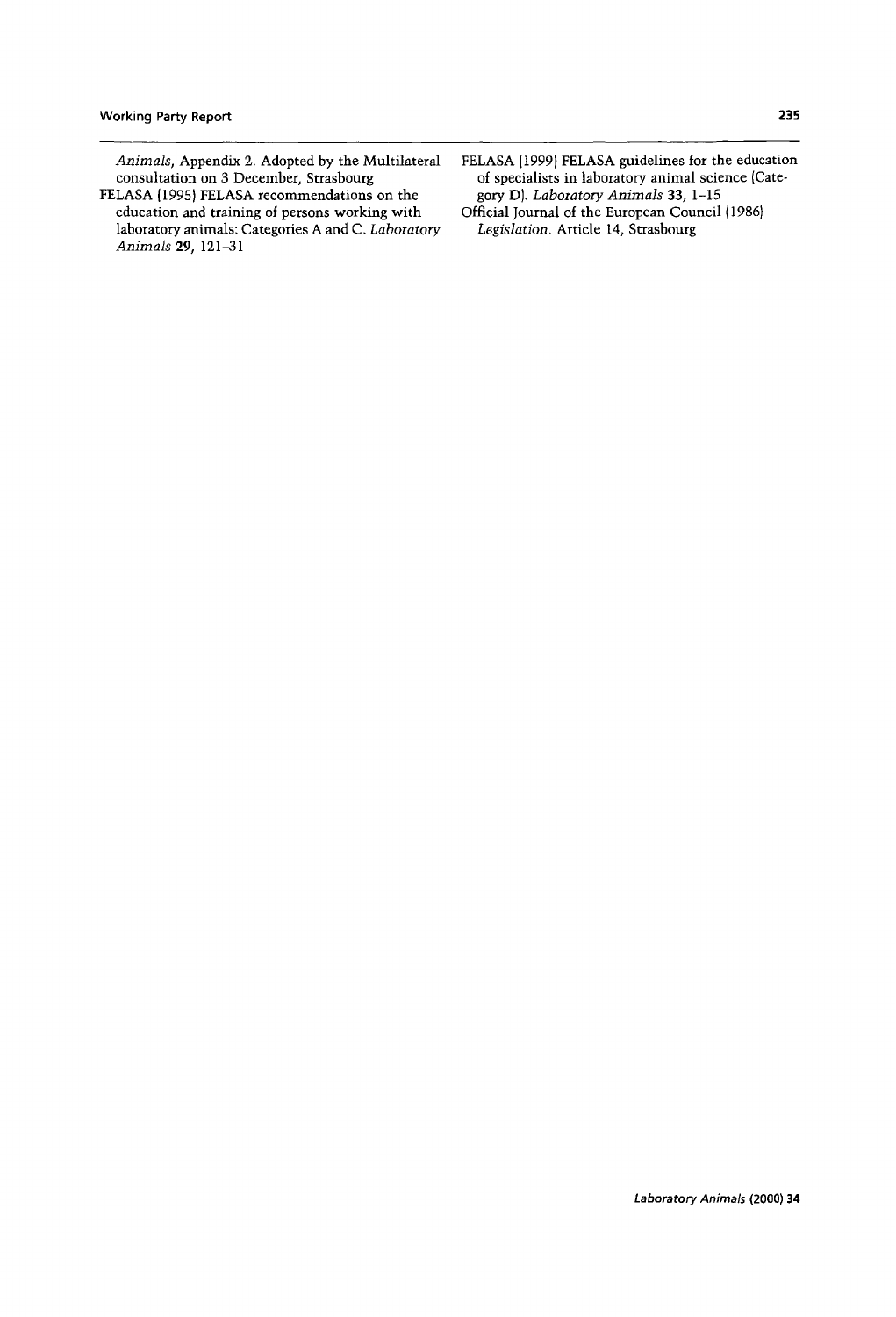*Animals*, Appendix 2. Adopted by the Multilateral consultation on 3 December, Strasbourg

FELASA (1995) FELASA recommendations on the education and training of persons working with laboratory animals: Categories A and C. *Laboratory Animals* **29**, 121–31

FELASA (1999) FELASA guidelines for the education of specialists in laboratory animal science (Category D). *Laboratory Animals* **33**, 1–15

Official Journal of the European Council (1986) *Legislation*. Article 14, Strasbourg